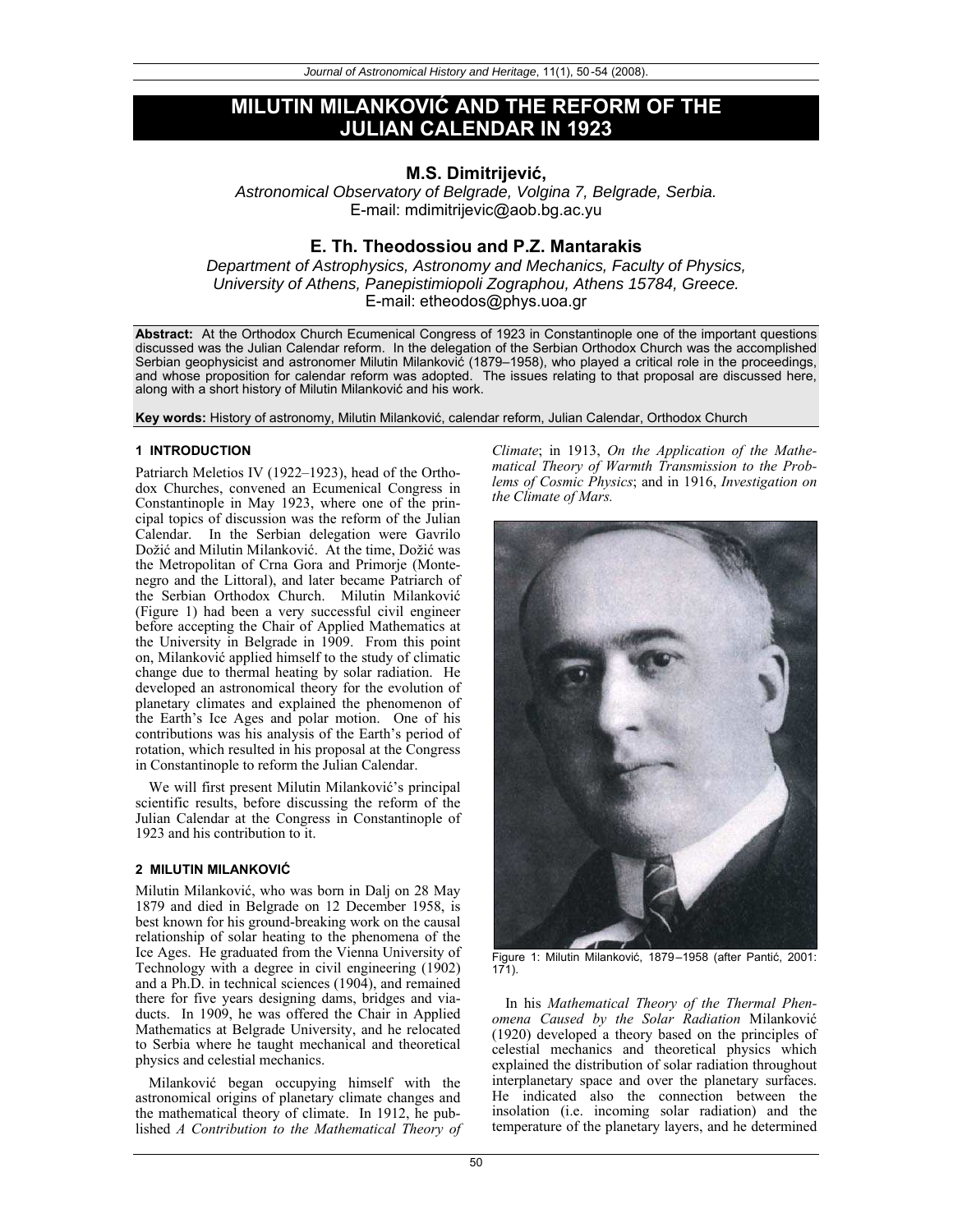# MILUTIN MILANKOVIĆ AND THE REFORM OF THE JULIAN CALENDAR IN 1923

**M.S. Dimitrijević,**

*Astronomical Observatory of Belgrade, Volgina 7, Belgrade, Serbia.*
E-mail: mdimitrijevic@aob.bg.ac.yu

**E. Th. Theodossiou and P.Z. Mantarakis**

*Department of Astrophysics, Astronomy and Mechanics, Faculty of Physics, University of Athens, Panepistimiopoli Zographou, Athens 15784, Greece.*
E-mail: etheodos@phys.uoa.gr

**Abstract:** At the Orthodox Church Ecumenical Congress of 1923 in Constantinople one of the important questions discussed was the Julian Calendar reform. In the delegation of the Serbian Orthodox Church was the accomplished Serbian geophysicist and astronomer Milutin Milanković (1879–1958), who played a critical role in the proceedings, and whose proposition for calendar reform was adopted. The issues relating to that proposal are discussed here, along with a short history of Milutin Milanković and his work.

**Key words:** History of astronomy, Milutin Milanković, calendar reform, Julian Calendar, Orthodox Church

## 1 INTRODUCTION

Patriarch Meletios IV (1922–1923), head of the Orthodox Churches, convened an Ecumenical Congress in Constantinople in May 1923, where one of the principal topics of discussion was the reform of the Julian Calendar. In the Serbian delegation were Gavrilo Dožić and Milutin Milanković. At the time, Dožić was the Metropolitan of Crna Gora and Primorje (Montenegro and the Littoral), and later became Patriarch of the Serbian Orthodox Church. Milutin Milanković (Figure 1) had been a very successful civil engineer before accepting the Chair of Applied Mathematics at the University in Belgrade in 1909. From this point on, Milanković applied himself to the study of climatic change due to thermal heating by solar radiation. He developed an astronomical theory for the evolution of planetary climates and explained the phenomenon of the Earth's Ice Ages and polar motion. One of his contributions was his analysis of the Earth's period of rotation, which resulted in his proposal at the Congress in Constantinople to reform the Julian Calendar.

We will first present Milutin Milanković's principal scientific results, before discussing the reform of the Julian Calendar at the Congress in Constantinople of 1923 and his contribution to it.

## 2 MILUTIN MILANKOVIĆ

Milutin Milanković, who was born in Dalj on 28 May 1879 and died in Belgrade on 12 December 1958, is best known for his ground-breaking work on the causal relationship of solar heating to the phenomena of the Ice Ages. He graduated from the Vienna University of Technology with a degree in civil engineering (1902) and a Ph.D. in technical sciences (1904), and remained there for five years designing dams, bridges and viaducts. In 1909, he was offered the Chair in Applied Mathematics at Belgrade University, and he relocated to Serbia where he taught mechanical and theoretical physics and celestial mechanics.

Milanković began occupying himself with the astronomical origins of planetary climate changes and the mathematical theory of climate. In 1912, he published *A Contribution to the Mathematical Theory of Climate*; in 1913, *On the Application of the Mathematical Theory of Warmth Transmission to the Problems of Cosmic Physics*; and in 1916, *Investigation on the Climate of Mars.*

Figure 1: Milutin Milanković, 1879–1958 (after Pantić, 2001: 171).

In his *Mathematical Theory of the Thermal Phenomena Caused by the Solar Radiation* Milanković (1920) developed a theory based on the principles of celestial mechanics and theoretical physics which explained the distribution of solar radiation throughout interplanetary space and over the planetary surfaces. He indicated also the connection between the insolation (i.e. incoming solar radiation) and the temperature of the planetary layers, and he determined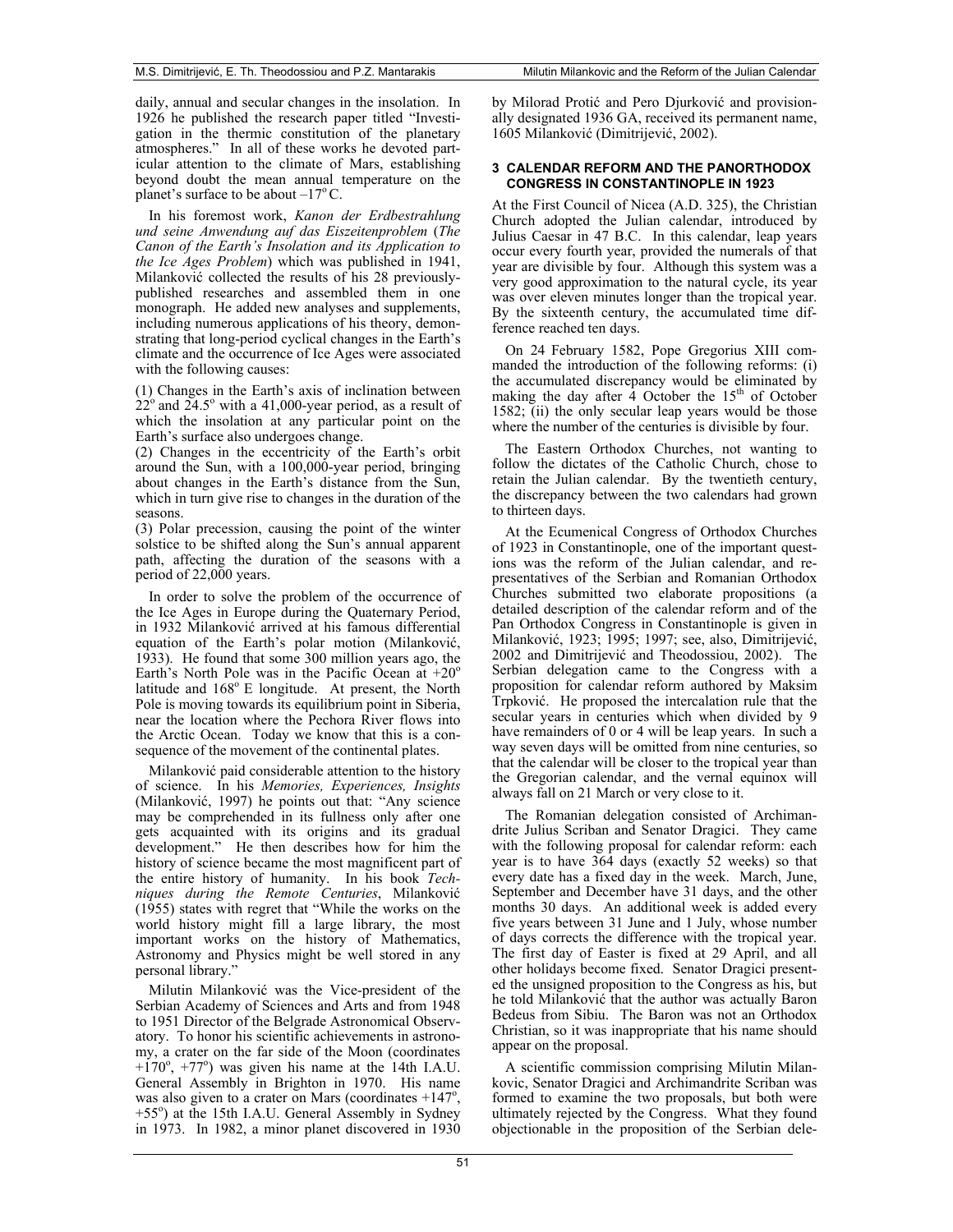daily, annual and secular changes in the insolation. In 1926 he published the research paper titled "Investigation in the thermic constitution of the planetary atmospheres." In all of these works he devoted particular attention to the climate of Mars, establishing beyond doubt the mean annual temperature on the planet's surface to be about $-17^{\circ}$C.

In his foremost work, *Kanon der Erdbestrahlung und seine Anwendung auf das Eiszeitenproblem* (*The Canon of the Earth's Insolation and its Application to the Ice Ages Problem*) which was published in 1941, Milanković collected the results of his 28 previously-published researches and assembled them in one monograph. He added new analyses and supplements, including numerous applications of his theory, demonstrating that long-period cyclical changes in the Earth's climate and the occurrence of Ice Ages were associated with the following causes:

(1) Changes in the Earth's axis of inclination between $22^{\circ}$ and $24.5^{\circ}$ with a 41,000-year period, as a result of which the insolation at any particular point on the Earth's surface also undergoes change.
(2) Changes in the eccentricity of the Earth's orbit around the Sun, with a 100,000-year period, bringing about changes in the Earth's distance from the Sun, which in turn give rise to changes in the duration of the seasons.
(3) Polar precession, causing the point of the winter solstice to be shifted along the Sun's annual apparent path, affecting the duration of the seasons with a period of 22,000 years.

In order to solve the problem of the occurrence of the Ice Ages in Europe during the Quaternary Period, in 1932 Milanković arrived at his famous differential equation of the Earth's polar motion (Milanković, 1933). He found that some 300 million years ago, the Earth's North Pole was in the Pacific Ocean at $+20^{\circ}$ latitude and $168^{\circ}$ E longitude. At present, the North Pole is moving towards its equilibrium point in Siberia, near the location where the Pechora River flows into the Arctic Ocean. Today we know that this is a consequence of the movement of the continental plates.

Milanković paid considerable attention to the history of science. In his *Memories, Experiences, Insights* (Milanković, 1997) he points out that: "Any science may be comprehended in its fullness only after one gets acquainted with its origins and its gradual development." He then describes how for him the history of science became the most magnificent part of the entire history of humanity. In his book *Techniques during the Remote Centuries*, Milanković (1955) states with regret that "While the works on the world history might fill a large library, the most important works on the history of Mathematics, Astronomy and Physics might be well stored in any personal library."

Milutin Milanković was the Vice-president of the Serbian Academy of Sciences and Arts and from 1948 to 1951 Director of the Belgrade Astronomical Observatory. To honor his scientific achievements in astronomy, a crater on the far side of the Moon (coordinates $+170^{\circ}$, $+77^{\circ}$) was given his name at the 14th I.A.U. General Assembly in Brighton in 1970. His name was also given to a crater on Mars (coordinates $+147^{\circ}$, $+55^{\circ}$) at the 15th I.A.U. General Assembly in Sydney in 1973. In 1982, a minor planet discovered in 1930 by Milorad Protić and Pero Djurković and provisionally designated 1936 GA, received its permanent name, 1605 Milanković (Dimitrijević, 2002).

### 3 CALENDAR REFORM AND THE PANORTHODOX CONGRESS IN CONSTANTINOPLE IN 1923

At the First Council of Nicea (A.D. 325), the Christian Church adopted the Julian calendar, introduced by Julius Caesar in 47 B.C. In this calendar, leap years occur every fourth year, provided the numerals of that year are divisible by four. Although this system was a very good approximation to the natural cycle, its year was over eleven minutes longer than the tropical year. By the sixteenth century, the accumulated time difference reached ten days.

On 24 February 1582, Pope Gregorius XIII commanded the introduction of the following reforms: (i) the accumulated discrepancy would be eliminated by making the day after 4 October the 15th of October 1582; (ii) the only secular leap years would be those where the number of the centuries is divisible by four.

The Eastern Orthodox Churches, not wanting to follow the dictates of the Catholic Church, chose to retain the Julian calendar. By the twentieth century, the discrepancy between the two calendars had grown to thirteen days.

At the Ecumenical Congress of Orthodox Churches of 1923 in Constantinople, one of the important questions was the reform of the Julian calendar, and representatives of the Serbian and Romanian Orthodox Churches submitted two elaborate propositions (a detailed description of the calendar reform and of the Pan Orthodox Congress in Constantinople is given in Milanković, 1923; 1995; 1997; see, also, Dimitrijević, 2002 and Dimitrijević and Theodossiou, 2002). The Serbian delegation came to the Congress with a proposition for calendar reform authored by Maksim Trpković. He proposed the intercalation rule that the secular years in centuries which when divided by 9 have remainders of 0 or 4 will be leap years. In such a way seven days will be omitted from nine centuries, so that the calendar will be closer to the tropical year than the Gregorian calendar, and the vernal equinox will always fall on 21 March or very close to it.

The Romanian delegation consisted of Archimandrite Julius Scriban and Senator Dragici. They came with the following proposal for calendar reform: each year is to have 364 days (exactly 52 weeks) so that every date has a fixed day in the week. March, June, September and December have 31 days, and the other months 30 days. An additional week is added every five years between 31 June and 1 July, whose number of days corrects the difference with the tropical year. The first day of Easter is fixed at 29 April, and all other holidays become fixed. Senator Dragici presented the unsigned proposition to the Congress as his, but he told Milanković that the author was actually Baron Bedeus from Sibiu. The Baron was not an Orthodox Christian, so it was inappropriate that his name should appear on the proposal.

A scientific commission comprising Milutin Milankovic, Senator Dragici and Archimandrite Scriban was formed to examine the two proposals, but both were ultimately rejected by the Congress. What they found objectionable in the proposition of the Serbian dele-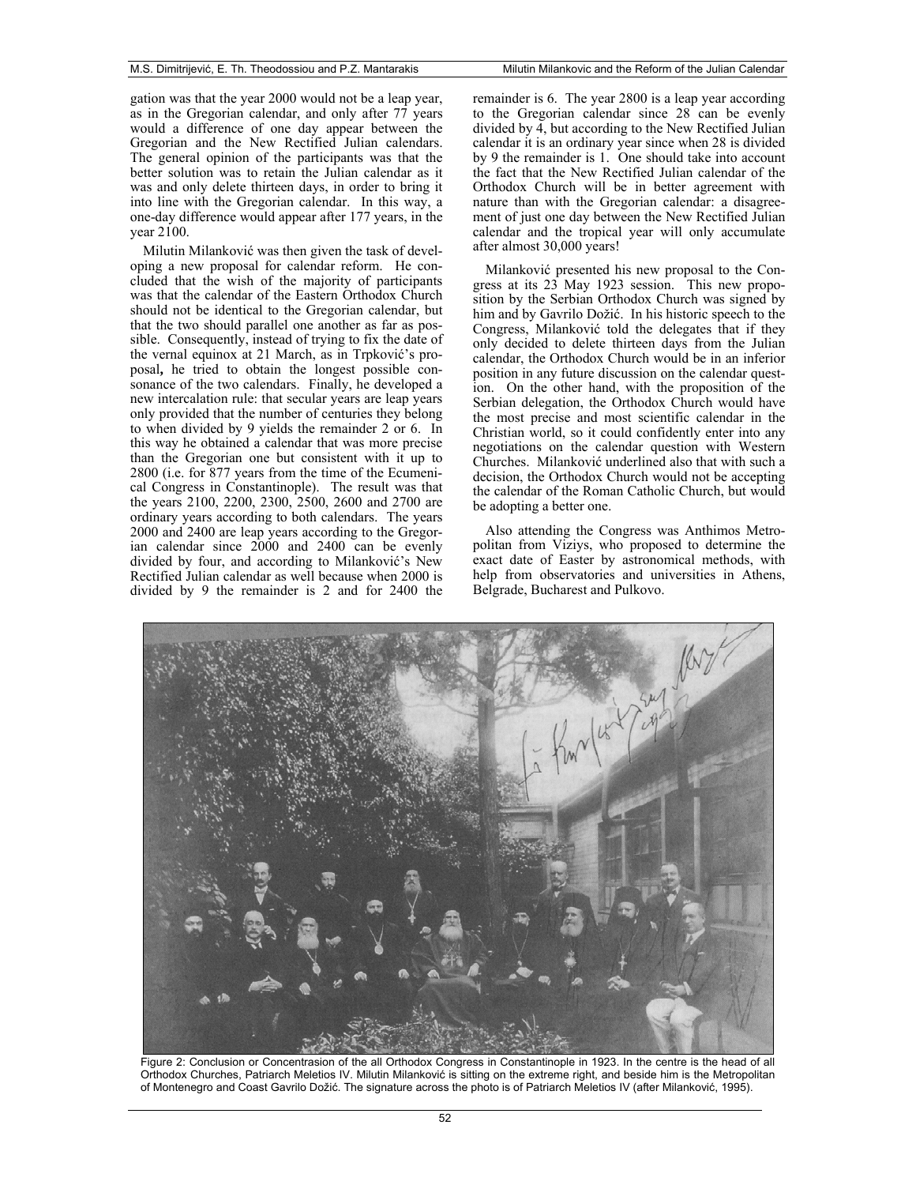gation was that the year 2000 would not be a leap year, as in the Gregorian calendar, and only after 77 years would a difference of one day appear between the Gregorian and the New Rectified Julian calendars. The general opinion of the participants was that the better solution was to retain the Julian calendar as it was and only delete thirteen days, in order to bring it into line with the Gregorian calendar. In this way, a one-day difference would appear after 177 years, in the year 2100.

Milutin Milanković was then given the task of developing a new proposal for calendar reform. He concluded that the wish of the majority of participants was that the calendar of the Eastern Orthodox Church should not be identical to the Gregorian calendar, but that the two should parallel one another as far as possible. Consequently, instead of trying to fix the date of the vernal equinox at 21 March, as in Trpković's proposal**,** he tried to obtain the longest possible consonance of the two calendars. Finally, he developed a new intercalation rule: that secular years are leap years only provided that the number of centuries they belong to when divided by 9 yields the remainder 2 or 6. In this way he obtained a calendar that was more precise than the Gregorian one but consistent with it up to 2800 (i.e. for 877 years from the time of the Ecumenical Congress in Constantinople). The result was that the years 2100, 2200, 2300, 2500, 2600 and 2700 are ordinary years according to both calendars. The years 2000 and 2400 are leap years according to the Gregorian calendar since 2000 and 2400 can be evenly divided by four, and according to Milanković's New Rectified Julian calendar as well because when 2000 is divided by 9 the remainder is 2 and for 2400 the remainder is 6. The year 2800 is a leap year according to the Gregorian calendar since 28 can be evenly divided by 4, but according to the New Rectified Julian calendar it is an ordinary year since when 28 is divided by 9 the remainder is 1. One should take into account the fact that the New Rectified Julian calendar of the Orthodox Church will be in better agreement with nature than with the Gregorian calendar: a disagreement of just one day between the New Rectified Julian calendar and the tropical year will only accumulate after almost 30,000 years!

Milanković presented his new proposal to the Congress at its 23 May 1923 session. This new proposition by the Serbian Orthodox Church was signed by him and by Gavrilo Dožić. In his historic speech to the Congress, Milanković told the delegates that if they only decided to delete thirteen days from the Julian calendar, the Orthodox Church would be in an inferior position in any future discussion on the calendar question. On the other hand, with the proposition of the Serbian delegation, the Orthodox Church would have the most precise and most scientific calendar in the Christian world, so it could confidently enter into any negotiations on the calendar question with Western Churches. Milanković underlined also that with such a decision, the Orthodox Church would not be accepting the calendar of the Roman Catholic Church, but would be adopting a better one.

Also attending the Congress was Anthimos Metropolitan from Viziys, who proposed to determine the exact date of Easter by astronomical methods, with help from observatories and universities in Athens, Belgrade, Bucharest and Pulkovo.

Figure 2: Conclusion or Concentrasion of the all Orthodox Congress in Constantinople in 1923. In the centre is the head of all Orthodox Churches, Patriarch Meletios IV. Milutin Milanković is sitting on the extreme right, and beside him is the Metropolitan of Montenegro and Coast Gavrilo Dožić. The signature across the photo is of Patriarch Meletios IV (after Milanković, 1995).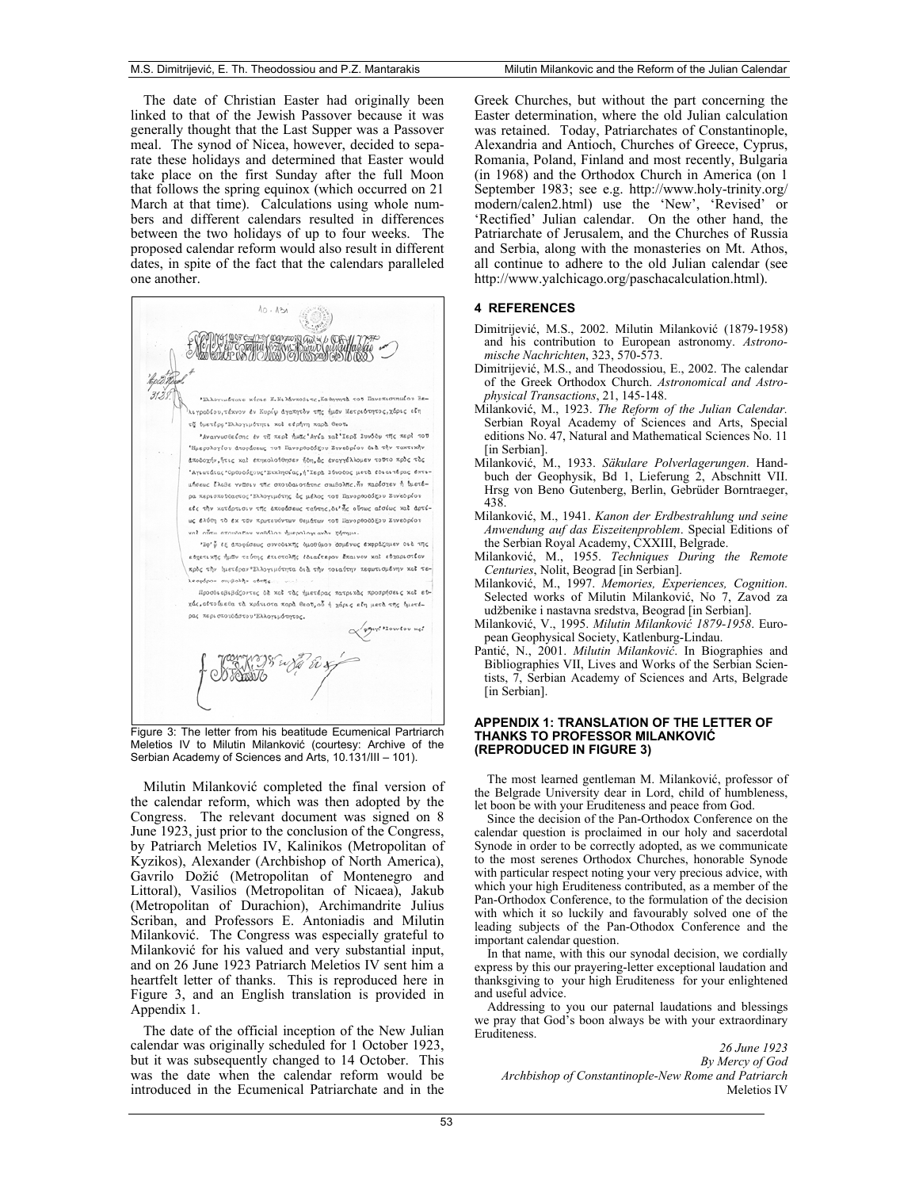The date of Christian Easter had originally been linked to that of the Jewish Passover because it was generally thought that the Last Supper was a Passover meal. The synod of Nicea, however, decided to separate these holidays and determined that Easter would take place on the first Sunday after the full Moon that follows the spring equinox (which occurred on 21 March at that time). Calculations using whole numbers and different calendars resulted in differences between the two holidays of up to four weeks. The proposed calendar reform would also result in different dates, in spite of the fact that the calendars paralleled one another.

Figure 3: The letter from his beatitude Ecumenical Partriarch Meletios IV to Milutin Milanković (courtesy: Archive of the Serbian Academy of Sciences and Arts, 10.131/III – 101).

Milutin Milanković completed the final version of the calendar reform, which was then adopted by the Congress. The relevant document was signed on 8 June 1923, just prior to the conclusion of the Congress, by Patriarch Meletios IV, Kalinikos (Metropolitan of Kyzikos), Alexander (Archbishop of North America), Gavrilo Dožić (Metropolitan of Montenegro and Littoral), Vasilios (Metropolitan of Nicaea), Jakub (Metropolitan of Durachion), Archimandrite Julius Scriban, and Professors E. Antoniadis and Milutin Milanković. The Congress was especially grateful to Milanković for his valued and very substantial input, and on 26 June 1923 Patriarch Meletios IV sent him a heartfelt letter of thanks. This is reproduced here in Figure 3, and an English translation is provided in Appendix 1.

The date of the official inception of the New Julian calendar was originally scheduled for 1 October 1923, but it was subsequently changed to 14 October. This was the date when the calendar reform would be introduced in the Ecumenical Patriarchate and in the Greek Churches, but without the part concerning the Easter determination, where the old Julian calculation was retained. Today, Patriarchates of Constantinople, Alexandria and Antioch, Churches of Greece, Cyprus, Romania, Poland, Finland and most recently, Bulgaria (in 1968) and the Orthodox Church in America (on 1 September 1983; see e.g. http://www.holy-trinity.org/modern/calen2.html) use the 'New', 'Revised' or 'Rectified' Julian calendar. On the other hand, the Patriarchate of Jerusalem, and the Churches of Russia and Serbia, along with the monasteries on Mt. Athos, all continue to adhere to the old Julian calendar (see http://www.yalchicago.org/paschacalculation.html).

## 4 REFERENCES

Dimitrijević, M.S., 2002. Milutin Milanković (1879-1958) and his contribution to European astronomy. *Astronomische Nachrichten*, 323, 570-573.

Dimitrijević, M.S., and Theodossiou, E., 2002. The calendar of the Greek Orthodox Church. *Astronomical and Astrophysical Transactions*, 21, 145-148.

Milanković, M., 1923. *The Reform of the Julian Calendar*. Serbian Royal Academy of Sciences and Arts, Special editions No. 47, Natural and Mathematical Sciences No. 11 [in Serbian].

Milanković, M., 1933. *Säkulare Polverlagerungen*. Handbuch der Geophysik, Bd 1, Lieferung 2, Abschnitt VII. Hrsg von Beno Gutenberg, Berlin, Gebrüder Borntraeger, 438.

Milanković, M., 1941. *Kanon der Erdbestrahlung und seine Anwendung auf das Eiszeitenproblem*. Special Editions of the Serbian Royal Academy, CXXIII, Belgrade.

Milanković, M., 1955. *Techniques During the Remote Centuries*, Nolit, Beograd [in Serbian].

Milanković, M., 1997. *Memories, Experiences, Cognition*. Selected works of Milutin Milanković, No 7, Zavod za udžbenike i nastavna sredstva, Beograd [in Serbian].

Milanković, V., 1995. *Milutin Milanković 1879-1958*. European Geophysical Society, Katlenburg-Lindau.

Pantić, N., 2001. *Milutin Milanković*. In Biographies and Bibliographies VII, Lives and Works of the Serbian Scientists, 7, Serbian Academy of Sciences and Arts, Belgrade [in Serbian].

#### APPENDIX 1: TRANSLATION OF THE LETTER OF THANKS TO PROFESSOR MILANKOVIĆ (REPRODUCED IN FIGURE 3)

The most learned gentleman M. Milanković, professor of the Belgrade University dear in Lord, child of humbleness, let boon be with your Eruditeness and peace from God.

Since the decision of the Pan-Orthodox Conference on the calendar question is proclaimed in our holy and sacerdotal Synode in order to be correctly adopted, as we communicate to the most serenes Orthodox Churches, honorable Synode with particular respect noting your very precious advice, with which your high Eruditeness contributed, as a member of the Pan-Orthodox Conference, to the formulation of the decision with which it so luckily and favourably solved one of the leading subjects of the Pan-Othodox Conference and the important calendar question.

In that name, with this our synodal decision, we cordially express by this our prayering-letter exceptional laudation and thanksgiving to your high Eruditeness for your enlightened and useful advice.

Addressing to you our paternal laudations and blessings we pray that God's boon always be with your extraordinary Eruditeness.

*26 June 1923*
*By Mercy of God*
*Archbishop of Constantinople-New Rome and Patriarch*
Meletios IV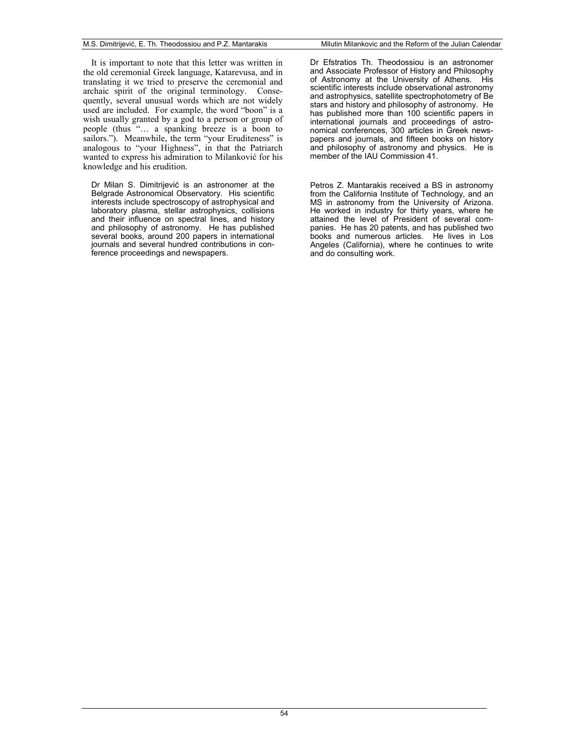It is important to note that this letter was written in the old ceremonial Greek language, Katarevusa, and in translating it we tried to preserve the ceremonial and archaic spirit of the original terminology. Consequently, several unusual words which are not widely used are included. For example, the word "boon" is a wish usually granted by a god to a person or group of people (thus "… a spanking breeze is a boon to sailors."). Meanwhile, the term "your Eruditeness" is analogous to "your Highness", in that the Patriarch wanted to express his admiration to Milanković for his knowledge and his erudition.

Dr Milan S. Dimitrijević is an astronomer at the Belgrade Astronomical Observatory. His scientific interests include spectroscopy of astrophysical and laboratory plasma, stellar astrophysics, collisions and their influence on spectral lines, and history and philosophy of astronomy. He has published several books, around 200 papers in international journals and several hundred contributions in conference proceedings and newspapers.

Dr Efstratios Th. Theodossiou is an astronomer and Associate Professor of History and Philosophy of Astronomy at the University of Athens. His scientific interests include observational astronomy and astrophysics, satellite spectrophotometry of Be stars and history and philosophy of astronomy. He has published more than 100 scientific papers in international journals and proceedings of astronomical conferences, 300 articles in Greek newspapers and journals, and fifteen books on history and philosophy of astronomy and physics. He is member of the IAU Commission 41.

Petros Z. Mantarakis received a BS in astronomy from the California Institute of Technology, and an MS in astronomy from the University of Arizona. He worked in industry for thirty years, where he attained the level of President of several companies. He has 20 patents, and has published two books and numerous articles. He lives in Los Angeles (California), where he continues to write and do consulting work.